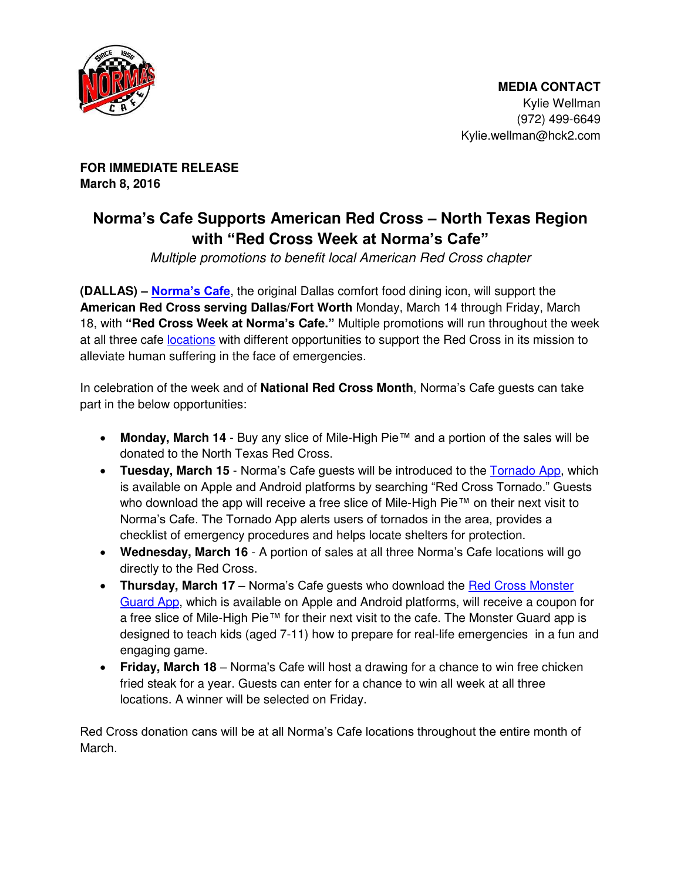**MEDIA CONTACT**
Kylie Wellman
(972) 499-6649
Kylie.wellman@hck2.com

**FOR IMMEDIATE RELEASE**
**March 8, 2016**

# Norma's Cafe Supports American Red Cross – North Texas Region with "Red Cross Week at Norma's Cafe"

*Multiple promotions to benefit local American Red Cross chapter*

**(DALLAS) – Norma's Cafe**, the original Dallas comfort food dining icon, will support the **American Red Cross serving Dallas/Fort Worth** Monday, March 14 through Friday, March 18, with **"Red Cross Week at Norma's Cafe."** Multiple promotions will run throughout the week at all three cafe locations with different opportunities to support the Red Cross in its mission to alleviate human suffering in the face of emergencies.

In celebration of the week and of **National Red Cross Month**, Norma's Cafe guests can take part in the below opportunities:

- **Monday, March 14** - Buy any slice of Mile-High Pie™ and a portion of the sales will be donated to the North Texas Red Cross.
- **Tuesday, March 15** - Norma's Cafe guests will be introduced to the Tornado App, which is available on Apple and Android platforms by searching "Red Cross Tornado." Guests who download the app will receive a free slice of Mile-High Pie™ on their next visit to Norma's Cafe. The Tornado App alerts users of tornados in the area, provides a checklist of emergency procedures and helps locate shelters for protection.
- **Wednesday, March 16** - A portion of sales at all three Norma's Cafe locations will go directly to the Red Cross.
- **Thursday, March 17** – Norma's Cafe guests who download the Red Cross Monster Guard App, which is available on Apple and Android platforms, will receive a coupon for a free slice of Mile-High Pie™ for their next visit to the cafe. The Monster Guard app is designed to teach kids (aged 7-11) how to prepare for real-life emergencies in a fun and engaging game.
- **Friday, March 18** – Norma's Cafe will host a drawing for a chance to win free chicken fried steak for a year. Guests can enter for a chance to win all week at all three locations. A winner will be selected on Friday.

Red Cross donation cans will be at all Norma's Cafe locations throughout the entire month of March.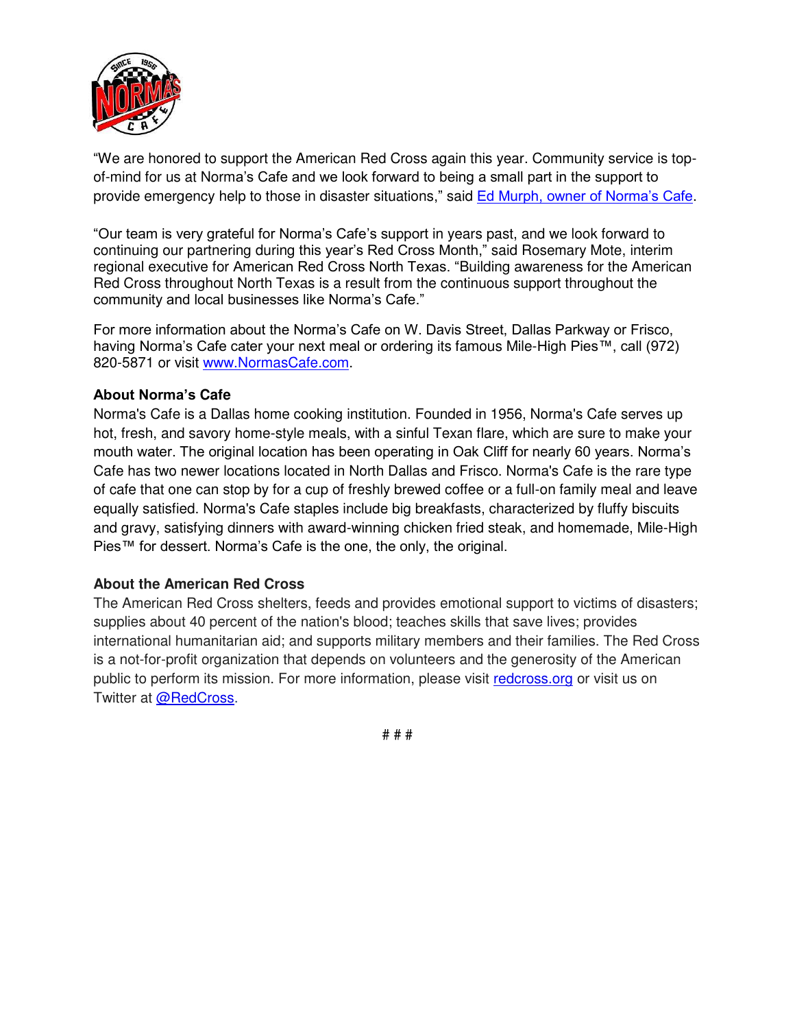"We are honored to support the American Red Cross again this year. Community service is top-of-mind for us at Norma's Cafe and we look forward to being a small part in the support to provide emergency help to those in disaster situations," said Ed Murph, owner of Norma's Cafe.

"Our team is very grateful for Norma's Cafe's support in years past, and we look forward to continuing our partnering during this year's Red Cross Month," said Rosemary Mote, interim regional executive for American Red Cross North Texas. "Building awareness for the American Red Cross throughout North Texas is a result from the continuous support throughout the community and local businesses like Norma's Cafe."

For more information about the Norma's Cafe on W. Davis Street, Dallas Parkway or Frisco, having Norma's Cafe cater your next meal or ordering its famous Mile-High Pies™, call (972) 820-5871 or visit www.NormasCafe.com.

**About Norma's Cafe**

Norma's Cafe is a Dallas home cooking institution. Founded in 1956, Norma's Cafe serves up hot, fresh, and savory home-style meals, with a sinful Texan flare, which are sure to make your mouth water. The original location has been operating in Oak Cliff for nearly 60 years. Norma's Cafe has two newer locations located in North Dallas and Frisco. Norma's Cafe is the rare type of cafe that one can stop by for a cup of freshly brewed coffee or a full-on family meal and leave equally satisfied. Norma's Cafe staples include big breakfasts, characterized by fluffy biscuits and gravy, satisfying dinners with award-winning chicken fried steak, and homemade, Mile-High Pies™ for dessert. Norma's Cafe is the one, the only, the original.

**About the American Red Cross**

The American Red Cross shelters, feeds and provides emotional support to victims of disasters; supplies about 40 percent of the nation's blood; teaches skills that save lives; provides international humanitarian aid; and supports military members and their families. The Red Cross is a not-for-profit organization that depends on volunteers and the generosity of the American public to perform its mission. For more information, please visit redcross.org or visit us on Twitter at @RedCross.

# # #